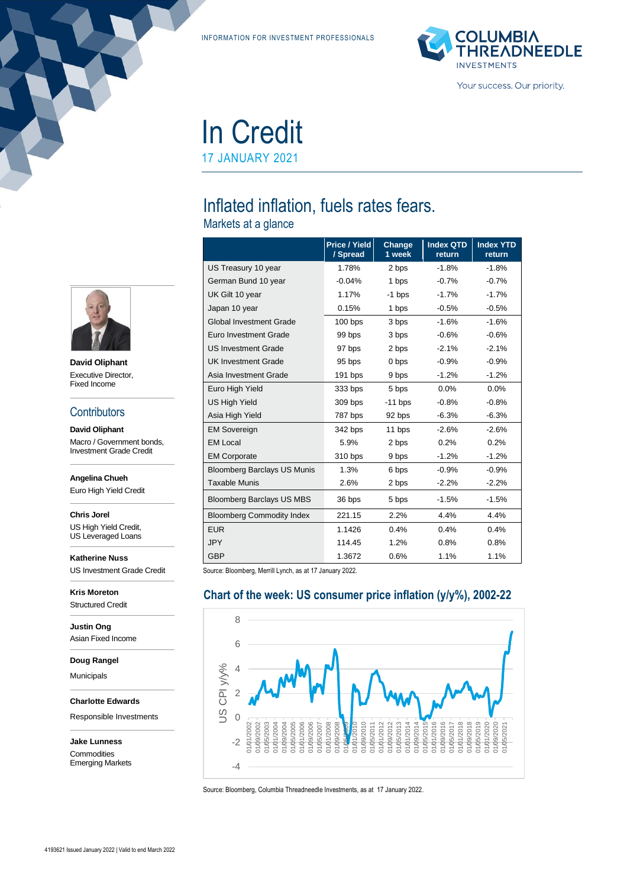INFORMATION FOR INVESTMENT PROFESSIONALS

COLUMBIA THREADNEEDLE INVESTMENTS

Your success. Our priority.

# In Credit

17 JANUARY 2021

**David Oliphant**
Executive Director,
Fixed Income

## Contributors

**David Oliphant**
Macro / Government bonds, Investment Grade Credit

**Angelina Chueh**
Euro High Yield Credit

**Chris Jorel**
US High Yield Credit, US Leveraged Loans

**Katherine Nuss**
US Investment Grade Credit

**Kris Moreton**
Structured Credit

**Justin Ong**
Asian Fixed Income

**Doug Rangel**
Municipals

**Charlotte Edwards**
Responsible Investments

**Jake Lunness**
Commodities
Emerging Markets

## Inflated inflation, fuels rates fears.

### Markets at a glance

| | Price / Yield / Spread | Change 1 week | Index QTD return | Index YTD return |
|---|---|---|---|---|
| US Treasury 10 year | 1.78% | 2 bps | -1.8% | -1.8% |
| German Bund 10 year | -0.04% | 1 bps | -0.7% | -0.7% |
| UK Gilt 10 year | 1.17% | -1 bps | -1.7% | -1.7% |
| Japan 10 year | 0.15% | 1 bps | -0.5% | -0.5% |
| Global Investment Grade | 100 bps | 3 bps | -1.6% | -1.6% |
| Euro Investment Grade | 99 bps | 3 bps | -0.6% | -0.6% |
| US Investment Grade | 97 bps | 2 bps | -2.1% | -2.1% |
| UK Investment Grade | 95 bps | 0 bps | -0.9% | -0.9% |
| Asia Investment Grade | 191 bps | 9 bps | -1.2% | -1.2% |
| Euro High Yield | 333 bps | 5 bps | 0.0% | 0.0% |
| US High Yield | 309 bps | -11 bps | -0.8% | -0.8% |
| Asia High Yield | 787 bps | 92 bps | -6.3% | -6.3% |
| EM Sovereign | 342 bps | 11 bps | -2.6% | -2.6% |
| EM Local | 5.9% | 2 bps | 0.2% | 0.2% |
| EM Corporate | 310 bps | 9 bps | -1.2% | -1.2% |
| Bloomberg Barclays US Munis | 1.3% | 6 bps | -0.9% | -0.9% |
| Taxable Munis | 2.6% | 2 bps | -2.2% | -2.2% |
| Bloomberg Barclays US MBS | 36 bps | 5 bps | -1.5% | -1.5% |
| Bloomberg Commodity Index | 221.15 | 2.2% | 4.4% | 4.4% |
| EUR | 1.1426 | 0.4% | 0.4% | 0.4% |
| JPY | 114.45 | 1.2% | 0.8% | 0.8% |
| GBP | 1.3672 | 0.6% | 1.1% | 1.1% |

Source: Bloomberg, Merrill Lynch, as at 17 January 2022.

### Chart of the week: US consumer price inflation (y/y%), 2002-22

US CPI y/y%

8
6
4
2
0
-2
-4

01/01/2002 01/09/2002 01/05/2003 01/01/2004 01/09/2004 01/05/2005 01/01/2006 01/09/2006 01/05/2007 01/01/2008 01/09/2008 01/05/2009 01/01/2010 01/09/2010 01/05/2011 01/01/2012 01/09/2012 01/05/2013 01/01/2014 01/09/2014 01/05/2015 01/01/2016 01/09/2016 01/05/2017 01/01/2018 01/09/2018 01/05/2019 01/01/2020 01/09/2020 01/05/2021

Source: Bloomberg, Columbia Threadneedle Investments, as at 17 January 2022.

4193621 Issued January 2022 | Valid to end March 2022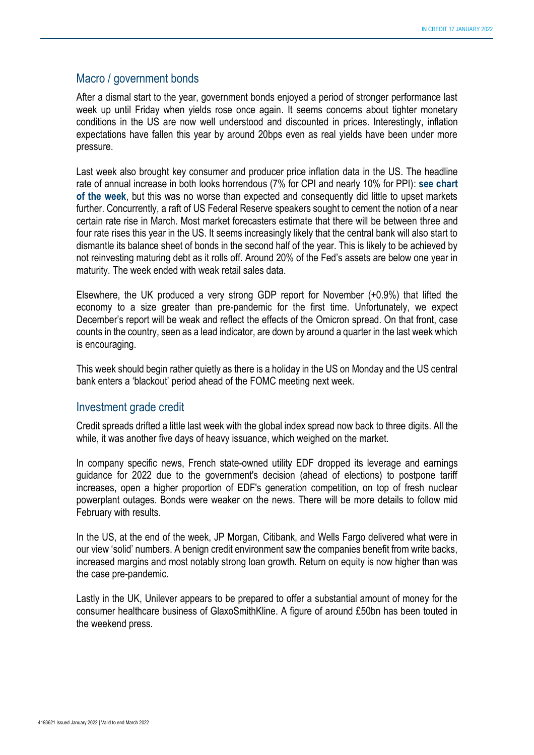## Macro / government bonds

After a dismal start to the year, government bonds enjoyed a period of stronger performance last week up until Friday when yields rose once again. It seems concerns about tighter monetary conditions in the US are now well understood and discounted in prices. Interestingly, inflation expectations have fallen this year by around 20bps even as real yields have been under more pressure.

Last week also brought key consumer and producer price inflation data in the US. The headline rate of annual increase in both looks horrendous (7% for CPI and nearly 10% for PPI): **see chart of the week**, but this was no worse than expected and consequently did little to upset markets further. Concurrently, a raft of US Federal Reserve speakers sought to cement the notion of a near certain rate rise in March. Most market forecasters estimate that there will be between three and four rate rises this year in the US. It seems increasingly likely that the central bank will also start to dismantle its balance sheet of bonds in the second half of the year. This is likely to be achieved by not reinvesting maturing debt as it rolls off. Around 20% of the Fed's assets are below one year in maturity. The week ended with weak retail sales data.

Elsewhere, the UK produced a very strong GDP report for November (+0.9%) that lifted the economy to a size greater than pre-pandemic for the first time. Unfortunately, we expect December's report will be weak and reflect the effects of the Omicron spread. On that front, case counts in the country, seen as a lead indicator, are down by around a quarter in the last week which is encouraging.

This week should begin rather quietly as there is a holiday in the US on Monday and the US central bank enters a 'blackout' period ahead of the FOMC meeting next week.

## Investment grade credit

Credit spreads drifted a little last week with the global index spread now back to three digits. All the while, it was another five days of heavy issuance, which weighed on the market.

In company specific news, French state-owned utility EDF dropped its leverage and earnings guidance for 2022 due to the government's decision (ahead of elections) to postpone tariff increases, open a higher proportion of EDF's generation competition, on top of fresh nuclear powerplant outages. Bonds were weaker on the news. There will be more details to follow mid February with results.

In the US, at the end of the week, JP Morgan, Citibank, and Wells Fargo delivered what were in our view 'solid' numbers. A benign credit environment saw the companies benefit from write backs, increased margins and most notably strong loan growth. Return on equity is now higher than was the case pre-pandemic.

Lastly in the UK, Unilever appears to be prepared to offer a substantial amount of money for the consumer healthcare business of GlaxoSmithKline. A figure of around £50bn has been touted in the weekend press.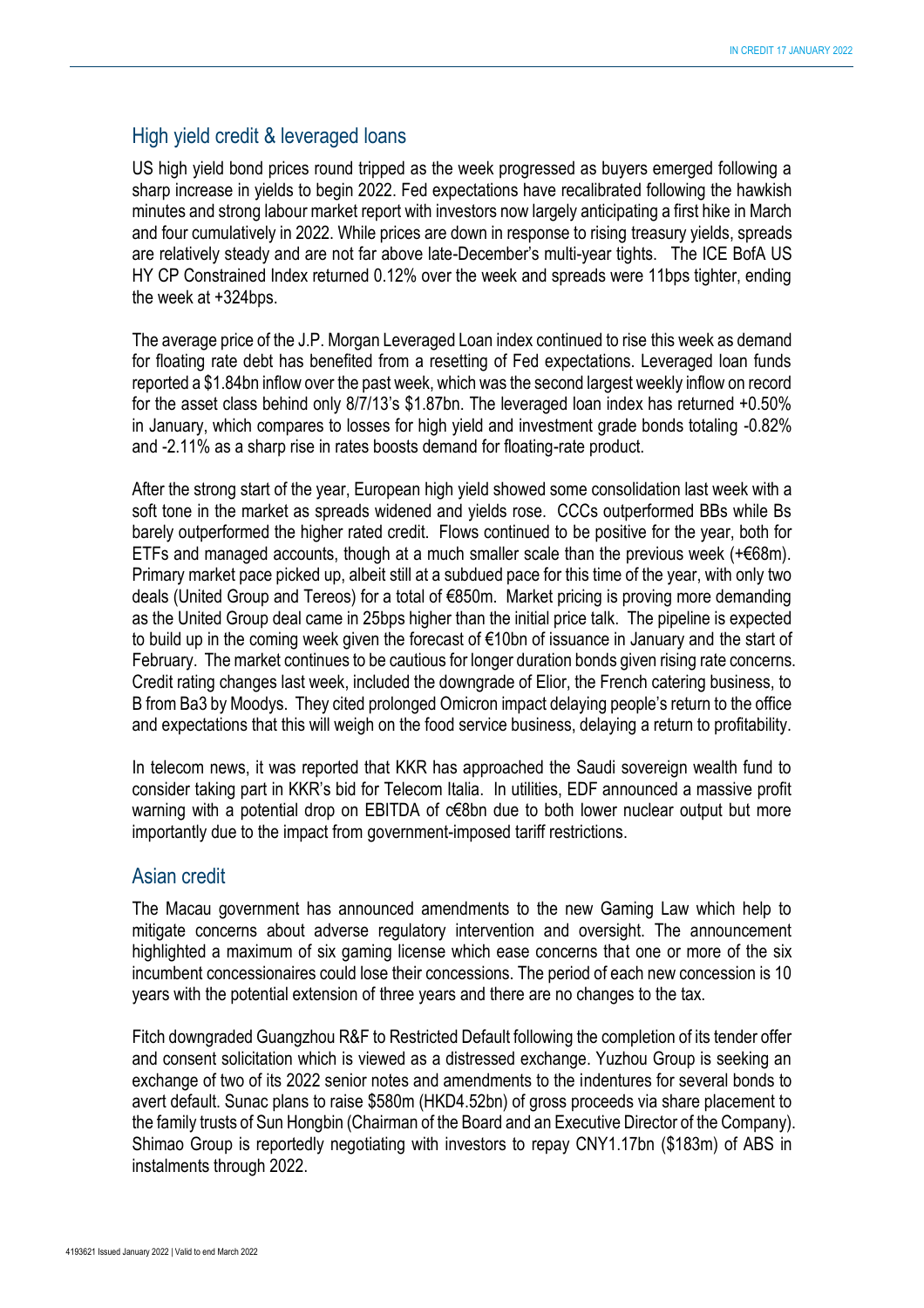## High yield credit & leveraged loans

US high yield bond prices round tripped as the week progressed as buyers emerged following a sharp increase in yields to begin 2022. Fed expectations have recalibrated following the hawkish minutes and strong labour market report with investors now largely anticipating a first hike in March and four cumulatively in 2022. While prices are down in response to rising treasury yields, spreads are relatively steady and are not far above late-December's multi-year tights. The ICE BofA US HY CP Constrained Index returned 0.12% over the week and spreads were 11bps tighter, ending the week at +324bps.

The average price of the J.P. Morgan Leveraged Loan index continued to rise this week as demand for floating rate debt has benefited from a resetting of Fed expectations. Leveraged loan funds reported a $1.84bn inflow over the past week, which was the second largest weekly inflow on record for the asset class behind only 8/7/13's $1.87bn. The leveraged loan index has returned +0.50% in January, which compares to losses for high yield and investment grade bonds totaling -0.82% and -2.11% as a sharp rise in rates boosts demand for floating-rate product.

After the strong start of the year, European high yield showed some consolidation last week with a soft tone in the market as spreads widened and yields rose. CCCs outperformed BBs while Bs barely outperformed the higher rated credit. Flows continued to be positive for the year, both for ETFs and managed accounts, though at a much smaller scale than the previous week (+€68m). Primary market pace picked up, albeit still at a subdued pace for this time of the year, with only two deals (United Group and Tereos) for a total of €850m. Market pricing is proving more demanding as the United Group deal came in 25bps higher than the initial price talk. The pipeline is expected to build up in the coming week given the forecast of €10bn of issuance in January and the start of February. The market continues to be cautious for longer duration bonds given rising rate concerns. Credit rating changes last week, included the downgrade of Elior, the French catering business, to B from Ba3 by Moodys. They cited prolonged Omicron impact delaying people's return to the office and expectations that this will weigh on the food service business, delaying a return to profitability.

In telecom news, it was reported that KKR has approached the Saudi sovereign wealth fund to consider taking part in KKR's bid for Telecom Italia. In utilities, EDF announced a massive profit warning with a potential drop on EBITDA of c€8bn due to both lower nuclear output but more importantly due to the impact from government-imposed tariff restrictions.

## Asian credit

The Macau government has announced amendments to the new Gaming Law which help to mitigate concerns about adverse regulatory intervention and oversight. The announcement highlighted a maximum of six gaming license which ease concerns that one or more of the six incumbent concessionaires could lose their concessions. The period of each new concession is 10 years with the potential extension of three years and there are no changes to the tax.

Fitch downgraded Guangzhou R&F to Restricted Default following the completion of its tender offer and consent solicitation which is viewed as a distressed exchange. Yuzhou Group is seeking an exchange of two of its 2022 senior notes and amendments to the indentures for several bonds to avert default. Sunac plans to raise $580m (HKD4.52bn) of gross proceeds via share placement to the family trusts of Sun Hongbin (Chairman of the Board and an Executive Director of the Company). Shimao Group is reportedly negotiating with investors to repay CNY1.17bn ($183m) of ABS in instalments through 2022.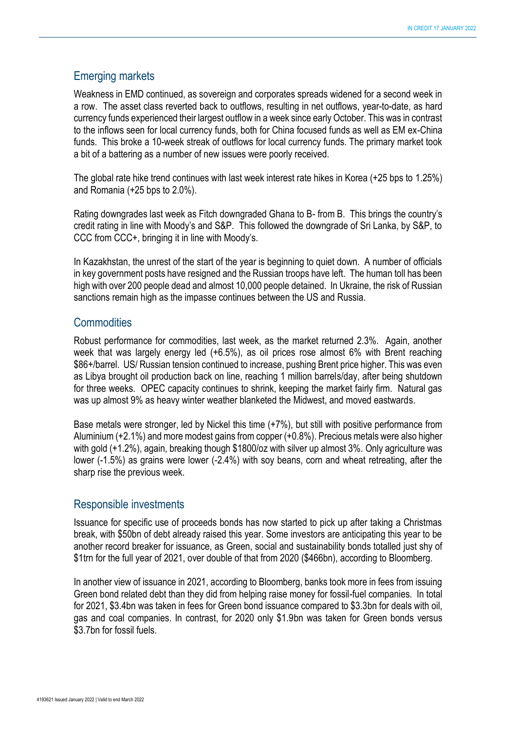## Emerging markets

Weakness in EMD continued, as sovereign and corporates spreads widened for a second week in a row. The asset class reverted back to outflows, resulting in net outflows, year-to-date, as hard currency funds experienced their largest outflow in a week since early October. This was in contrast to the inflows seen for local currency funds, both for China focused funds as well as EM ex-China funds. This broke a 10-week streak of outflows for local currency funds. The primary market took a bit of a battering as a number of new issues were poorly received.

The global rate hike trend continues with last week interest rate hikes in Korea (+25 bps to 1.25%) and Romania (+25 bps to 2.0%).

Rating downgrades last week as Fitch downgraded Ghana to B- from B. This brings the country's credit rating in line with Moody's and S&P. This followed the downgrade of Sri Lanka, by S&P, to CCC from CCC+, bringing it in line with Moody's.

In Kazakhstan, the unrest of the start of the year is beginning to quiet down. A number of officials in key government posts have resigned and the Russian troops have left. The human toll has been high with over 200 people dead and almost 10,000 people detained. In Ukraine, the risk of Russian sanctions remain high as the impasse continues between the US and Russia.

## Commodities

Robust performance for commodities, last week, as the market returned 2.3%. Again, another week that was largely energy led (+6.5%), as oil prices rose almost 6% with Brent reaching $86+/barrel. US/ Russian tension continued to increase, pushing Brent price higher. This was even as Libya brought oil production back on line, reaching 1 million barrels/day, after being shutdown for three weeks. OPEC capacity continues to shrink, keeping the market fairly firm. Natural gas was up almost 9% as heavy winter weather blanketed the Midwest, and moved eastwards.

Base metals were stronger, led by Nickel this time (+7%), but still with positive performance from Aluminium (+2.1%) and more modest gains from copper (+0.8%). Precious metals were also higher with gold (+1.2%), again, breaking though $1800/oz with silver up almost 3%. Only agriculture was lower (-1.5%) as grains were lower (-2.4%) with soy beans, corn and wheat retreating, after the sharp rise the previous week.

## Responsible investments

Issuance for specific use of proceeds bonds has now started to pick up after taking a Christmas break, with $50bn of debt already raised this year. Some investors are anticipating this year to be another record breaker for issuance, as Green, social and sustainability bonds totalled just shy of $1trn for the full year of 2021, over double of that from 2020 ($466bn), according to Bloomberg.

In another view of issuance in 2021, according to Bloomberg, banks took more in fees from issuing Green bond related debt than they did from helping raise money for fossil-fuel companies. In total for 2021, $3.4bn was taken in fees for Green bond issuance compared to $3.3bn for deals with oil, gas and coal companies. In contrast, for 2020 only $1.9bn was taken for Green bonds versus $3.7bn for fossil fuels.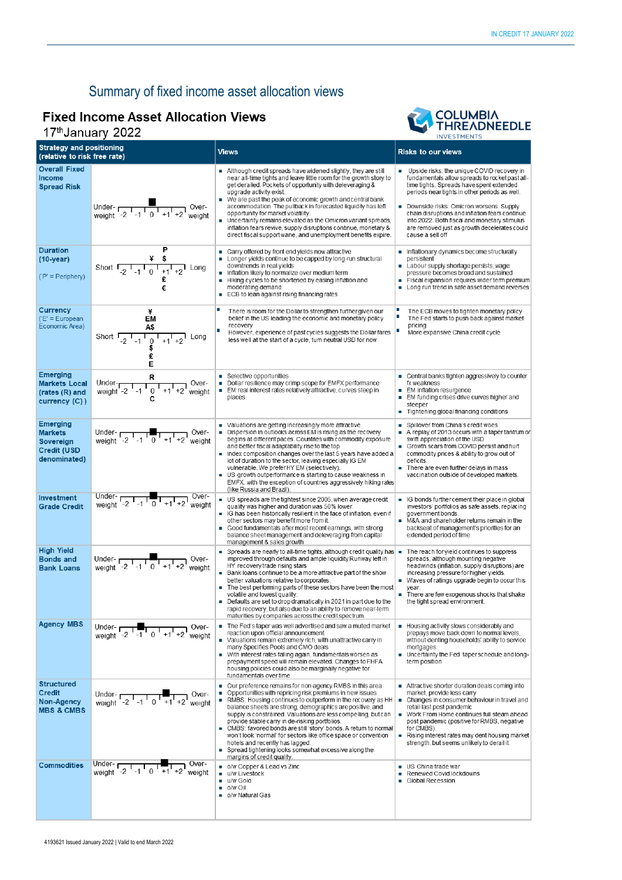## Summary of fixed income asset allocation views

### Fixed Income Asset Allocation Views

17th January 2022

COLUMBIA THREADNEEDLE INVESTMENTS

| Strategy and positioning (relative to risk free rate) | | Views | Risks to our views |
|---|---|---|---|
| **Overall Fixed Income Spread Risk** | Under-weight -2 -1 0 +1 +2 Over-weight | ▪ Although credit spreads have widened slightly, they are still near all-time tights and leave little room for the growth story to get derailed. Pockets of opportunity with deleveraging & upgrade activity exist.<br>▪ We are past the peak of economic growth and central bank accommodation. The pullback in forecasted liquidity has left opportunity for market volatility.<br>▪ Uncertainty remains elevated as the Omicron variant spreads, inflation fears revive, supply disruptions continue, monetary & direct fiscal support wane, and unemployment benefits expire. | ▪ Upside risks: the unique COVID recovery in fundamentals allow spreads to rocket past all-time tights. Spreads have spent extended periods near tights in other periods as well.<br>▪ Downside risks: Omicron worsens. Supply chain disruptions and inflation fears continue into 2022. Both fiscal and monetary stimulus are removed just as growth decelerates could cause a sell off |
| **Duration (10-year)**<br>('P' = Periphery) | Short -2 -1 0 +1 +2 Long<br>P<br>¥ $<br>£<br>€ | ▪ Carry offered by front end yields now attractive<br>▪ Longer yields continue to be capped by long-run structural downtrends in real yields<br>▪ Inflation likely to normalize over medium term<br>▪ Hiking cycles to be shortened by easing inflation and moderating demand<br>▪ ECB to lean against rising financing rates | ▪ Inflationary dynamics become structurally persistent<br>▪ Labour supply shortage persists; wage pressure becomes broad and sustained<br>▪ Fiscal expansion requires wider term premium<br>▪ Long run trend in safe asset demand reverses |
| **Currency**<br>('E' = European Economic Area) | Short -2 -1 0 +1 +2 Long<br>¥<br>EM<br>A$<br>$<br>£<br>E | ▪ There is room for the Dollar to strengthen further given our belief in the US leading the economic and monetary policy recovery<br>▪ However, experience of past cycles suggests the Dollar fares less well at the start of a cycle, turn neutral USD for now | ▪ The ECB moves to tighten monetary policy<br>▪ The Fed starts to push back against market pricing<br>▪ More expansive China credit cycle |
| **Emerging Markets Local (rates (R) and currency (C))** | Under-weight -2 -1 0 +1 +2 Over-weight<br>R<br>C | ▪ Selective opportunities<br>▪ Dollar resilience may crimp scope for EMFX performance<br>▪ EM real interest rates relatively attractive, curves steep in places | ▪ Central banks tighten aggressively to counter fx weakness<br>▪ EM inflation resurgence<br>▪ EM funding crises drive curves higher and steeper<br>▪ Tightening global financing conditions |
| **Emerging Markets Sovereign Credit (USD denominated)** | Under-weight -2 -1 0 +1 +2 Over-weight | ▪ Valuations are getting increasingly more attractive<br>▪ Dispersion in outlooks across EM is rising as the recovery begins at different paces. Countries with commodity exposure and better fiscal adaptability rise to the top<br>▪ Index composition changes over the last 5 years have added a lot of duration to the sector, leaving especially IG EM vulnerable. We prefer HY EM (selectively).<br>▪ US growth outperformance is starting to cause weakness in EMFX, with the exception of countries aggressively hiking rates (like Russia and Brazil). | ▪ Spillover from China's credit woes<br>▪ A replay of 2013 occurs with a taper tantrum or swift appreciation of the USD<br>▪ Growth scars from COVID persist and hurt commodity prices & ability to grow out of deficits.<br>▪ There are even further delays in mass vaccination outside of developed markets. |
| **Investment Grade Credit** | Under-weight -2 -1 0 +1 +2 Over-weight | ▪ US spreads are the tightest since 2005, when average credit quality was higher and duration was 50% lower.<br>▪ IG has been historically resilient in the face of inflation, even if other sectors may benefit more from it.<br>▪ Good fundamentals after most recent earnings, with strong balance sheet management and deleveraging from capital management & sales growth | ▪ IG bonds further cement their place in global investors' portfolios as safe assets, replacing government bonds.<br>▪ M&A and shareholder returns remain in the backseat of management's priorities for an extended period of time. |
| **High Yield Bonds and Bank Loans** | Under-weight -2 -1 0 +1 +2 Over-weight | ▪ Spreads are nearly to all-time tights, although credit quality has improved through defaults and ample liquidity Runway left in HY recovery trade rising stars<br>▪ Bank loans continue to be a more attractive part of the show better valuations relative to corporates.<br>▪ The best performing parts of these sectors have been the most volatile and lowest quality.<br>▪ Defaults are set to drop dramatically in 2021 in part due to the rapid recovery, but also due to an ability to remove near-term maturities by companies across the credit spectrum. | ▪ The reach for yield continues to suppress spreads, although mounting negative headwinds (inflation, supply disruptions) are increasing pressure for higher yields.<br>▪ Waves of ratings upgrade begin to occur this year.<br>▪ There are few exogenous shocks that shake the tight spread environment. |
| **Agency MBS** | Under-weight -2 -1 0 +1 +2 Over-weight | ▪ The Fed's taper was well advertised and saw a muted market reaction upon official announcement.<br>▪ Valuations remain extremely rich, with unattractive carry in many Specifies Pools and CMO deals<br>▪ With interest rates falling again, fundamentals worsen as prepayment speed will remain elevated. Changes to FHFA housing policies could also be marginally negative for fundamentals over time. | ▪ Housing activity slows considerably and prepays move back down to normal levels, without denting households' ability to service mortgages.<br>▪ Uncertainty the Fed taper schedule and long-term position |
| **Structured Credit Non-Agency MBS & CMBS** | Under-weight -2 -1 0 +1 +2 Over-weight | ▪ Our preference remains for non-agency RMBS in this area.<br>▪ Opportunities with repricing risk premiums in new issues<br>▪ RMBS: Housing continues to outperform in the recovery as HH balance sheets are strong, demographics are positive, and supply is constrained. Valuations are less compelling, but can provide stable carry in de-risking portfolios.<br>▪ CMBS: favored bonds are still 'story' bonds. A return to normal won't look 'normal' for sectors like office space or convention hotels and recently has lagged.<br>▪ Spread tightening looks somewhat excessive along the margins of credit quality. | ▪ Attractive shorter duration deals coming into market, provide less carry<br>▪ Changes in consumer behaviour in travel and retail last post pandemic<br>▪ Work From Home continues full steam ahead post pandemic (positive for RMBS, negative for CMBS).<br>▪ Rising interest rates may dent housing market strength, but seems unlikely to derail it. |
| **Commodities** | Under-weight -2 -1 0 +1 +2 Over-weight | ▪ o/w Copper & Lead vs Zinc<br>▪ u/w Livestock<br>▪ u/w Gold<br>▪ o/w Oil<br>▪ o/w Natural Gas | ▪ US China trade war<br>▪ Renewed Covid lockdowns<br>▪ Global Recession |

4193621 Issued January 2022 | Valid to end March 2022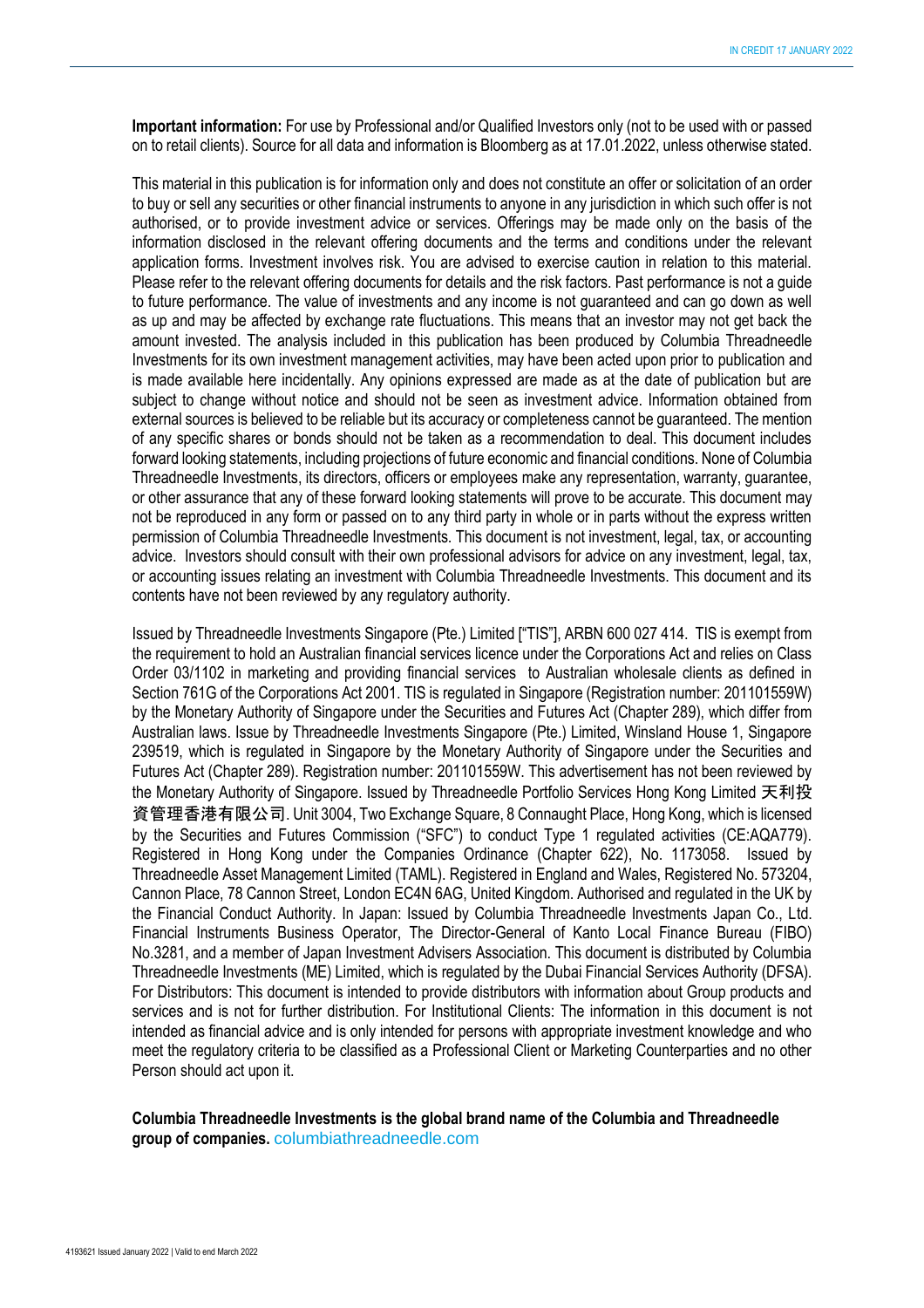**Important information:** For use by Professional and/or Qualified Investors only (not to be used with or passed on to retail clients). Source for all data and information is Bloomberg as at 17.01.2022, unless otherwise stated.

This material in this publication is for information only and does not constitute an offer or solicitation of an order to buy or sell any securities or other financial instruments to anyone in any jurisdiction in which such offer is not authorised, or to provide investment advice or services. Offerings may be made only on the basis of the information disclosed in the relevant offering documents and the terms and conditions under the relevant application forms. Investment involves risk. You are advised to exercise caution in relation to this material. Please refer to the relevant offering documents for details and the risk factors. Past performance is not a guide to future performance. The value of investments and any income is not guaranteed and can go down as well as up and may be affected by exchange rate fluctuations. This means that an investor may not get back the amount invested. The analysis included in this publication has been produced by Columbia Threadneedle Investments for its own investment management activities, may have been acted upon prior to publication and is made available here incidentally. Any opinions expressed are made as at the date of publication but are subject to change without notice and should not be seen as investment advice. Information obtained from external sources is believed to be reliable but its accuracy or completeness cannot be guaranteed. The mention of any specific shares or bonds should not be taken as a recommendation to deal. This document includes forward looking statements, including projections of future economic and financial conditions. None of Columbia Threadneedle Investments, its directors, officers or employees make any representation, warranty, guarantee, or other assurance that any of these forward looking statements will prove to be accurate. This document may not be reproduced in any form or passed on to any third party in whole or in parts without the express written permission of Columbia Threadneedle Investments. This document is not investment, legal, tax, or accounting advice. Investors should consult with their own professional advisors for advice on any investment, legal, tax, or accounting issues relating an investment with Columbia Threadneedle Investments. This document and its contents have not been reviewed by any regulatory authority.

Issued by Threadneedle Investments Singapore (Pte.) Limited ["TIS"], ARBN 600 027 414. TIS is exempt from the requirement to hold an Australian financial services licence under the Corporations Act and relies on Class Order 03/1102 in marketing and providing financial services to Australian wholesale clients as defined in Section 761G of the Corporations Act 2001. TIS is regulated in Singapore (Registration number: 201101559W) by the Monetary Authority of Singapore under the Securities and Futures Act (Chapter 289), which differ from Australian laws. Issue by Threadneedle Investments Singapore (Pte.) Limited, Winsland House 1, Singapore 239519, which is regulated in Singapore by the Monetary Authority of Singapore under the Securities and Futures Act (Chapter 289). Registration number: 201101559W. This advertisement has not been reviewed by the Monetary Authority of Singapore. Issued by Threadneedle Portfolio Services Hong Kong Limited 天利投資管理香港有限公司. Unit 3004, Two Exchange Square, 8 Connaught Place, Hong Kong, which is licensed by the Securities and Futures Commission ("SFC") to conduct Type 1 regulated activities (CE:AQA779). Registered in Hong Kong under the Companies Ordinance (Chapter 622), No. 1173058. Issued by Threadneedle Asset Management Limited (TAML). Registered in England and Wales, Registered No. 573204, Cannon Place, 78 Cannon Street, London EC4N 6AG, United Kingdom. Authorised and regulated in the UK by the Financial Conduct Authority. In Japan: Issued by Columbia Threadneedle Investments Japan Co., Ltd. Financial Instruments Business Operator, The Director-General of Kanto Local Finance Bureau (FIBO) No.3281, and a member of Japan Investment Advisers Association. This document is distributed by Columbia Threadneedle Investments (ME) Limited, which is regulated by the Dubai Financial Services Authority (DFSA). For Distributors: This document is intended to provide distributors with information about Group products and services and is not for further distribution. For Institutional Clients: The information in this document is not intended as financial advice and is only intended for persons with appropriate investment knowledge and who meet the regulatory criteria to be classified as a Professional Client or Marketing Counterparties and no other Person should act upon it.

**Columbia Threadneedle Investments is the global brand name of the Columbia and Threadneedle group of companies.** columbiathreadneedle.com

4193621 Issued January 2022 | Valid to end March 2022